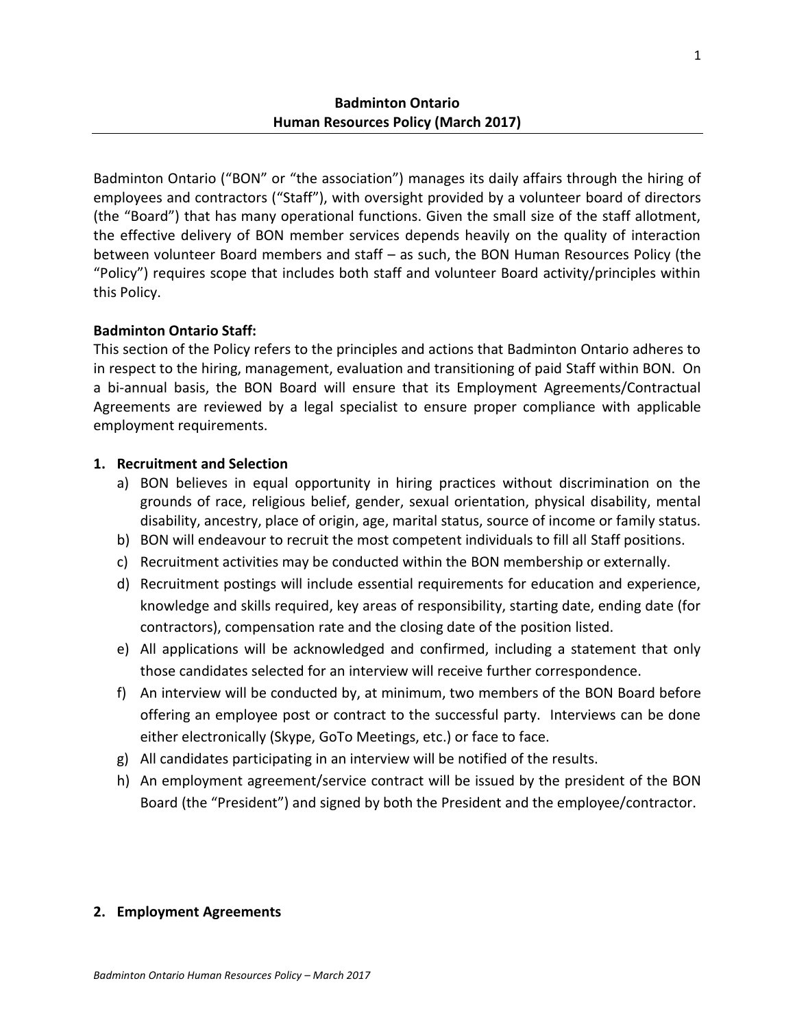**Badminton Ontario**
**Human Resources Policy (March 2017)**

Badminton Ontario ("BON" or "the association") manages its daily affairs through the hiring of employees and contractors ("Staff"), with oversight provided by a volunteer board of directors (the "Board") that has many operational functions. Given the small size of the staff allotment, the effective delivery of BON member services depends heavily on the quality of interaction between volunteer Board members and staff – as such, the BON Human Resources Policy (the "Policy") requires scope that includes both staff and volunteer Board activity/principles within this Policy.

**Badminton Ontario Staff:**

This section of the Policy refers to the principles and actions that Badminton Ontario adheres to in respect to the hiring, management, evaluation and transitioning of paid Staff within BON. On a bi-annual basis, the BON Board will ensure that its Employment Agreements/Contractual Agreements are reviewed by a legal specialist to ensure proper compliance with applicable employment requirements.

**1. Recruitment and Selection**

a) BON believes in equal opportunity in hiring practices without discrimination on the grounds of race, religious belief, gender, sexual orientation, physical disability, mental disability, ancestry, place of origin, age, marital status, source of income or family status.

b) BON will endeavour to recruit the most competent individuals to fill all Staff positions.

c) Recruitment activities may be conducted within the BON membership or externally.

d) Recruitment postings will include essential requirements for education and experience, knowledge and skills required, key areas of responsibility, starting date, ending date (for contractors), compensation rate and the closing date of the position listed.

e) All applications will be acknowledged and confirmed, including a statement that only those candidates selected for an interview will receive further correspondence.

f) An interview will be conducted by, at minimum, two members of the BON Board before offering an employee post or contract to the successful party. Interviews can be done either electronically (Skype, GoTo Meetings, etc.) or face to face.

g) All candidates participating in an interview will be notified of the results.

h) An employment agreement/service contract will be issued by the president of the BON Board (the "President") and signed by both the President and the employee/contractor.

**2. Employment Agreements**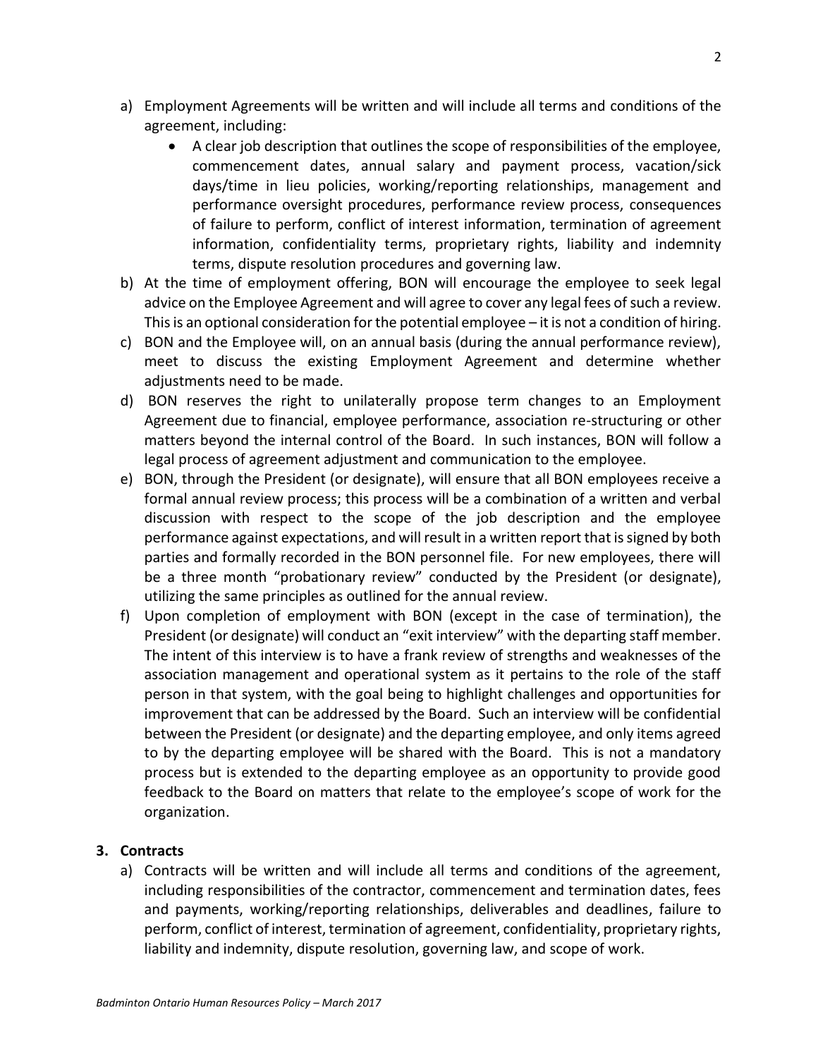a) Employment Agreements will be written and will include all terms and conditions of the agreement, including:
    - A clear job description that outlines the scope of responsibilities of the employee, commencement dates, annual salary and payment process, vacation/sick days/time in lieu policies, working/reporting relationships, management and performance oversight procedures, performance review process, consequences of failure to perform, conflict of interest information, termination of agreement information, confidentiality terms, proprietary rights, liability and indemnity terms, dispute resolution procedures and governing law.

b) At the time of employment offering, BON will encourage the employee to seek legal advice on the Employee Agreement and will agree to cover any legal fees of such a review. This is an optional consideration for the potential employee – it is not a condition of hiring.

c) BON and the Employee will, on an annual basis (during the annual performance review), meet to discuss the existing Employment Agreement and determine whether adjustments need to be made.

d) BON reserves the right to unilaterally propose term changes to an Employment Agreement due to financial, employee performance, association re-structuring or other matters beyond the internal control of the Board. In such instances, BON will follow a legal process of agreement adjustment and communication to the employee.

e) BON, through the President (or designate), will ensure that all BON employees receive a formal annual review process; this process will be a combination of a written and verbal discussion with respect to the scope of the job description and the employee performance against expectations, and will result in a written report that is signed by both parties and formally recorded in the BON personnel file. For new employees, there will be a three month "probationary review" conducted by the President (or designate), utilizing the same principles as outlined for the annual review.

f) Upon completion of employment with BON (except in the case of termination), the President (or designate) will conduct an "exit interview" with the departing staff member. The intent of this interview is to have a frank review of strengths and weaknesses of the association management and operational system as it pertains to the role of the staff person in that system, with the goal being to highlight challenges and opportunities for improvement that can be addressed by the Board. Such an interview will be confidential between the President (or designate) and the departing employee, and only items agreed to by the departing employee will be shared with the Board. This is not a mandatory process but is extended to the departing employee as an opportunity to provide good feedback to the Board on matters that relate to the employee's scope of work for the organization.

**3. Contracts**

a) Contracts will be written and will include all terms and conditions of the agreement, including responsibilities of the contractor, commencement and termination dates, fees and payments, working/reporting relationships, deliverables and deadlines, failure to perform, conflict of interest, termination of agreement, confidentiality, proprietary rights, liability and indemnity, dispute resolution, governing law, and scope of work.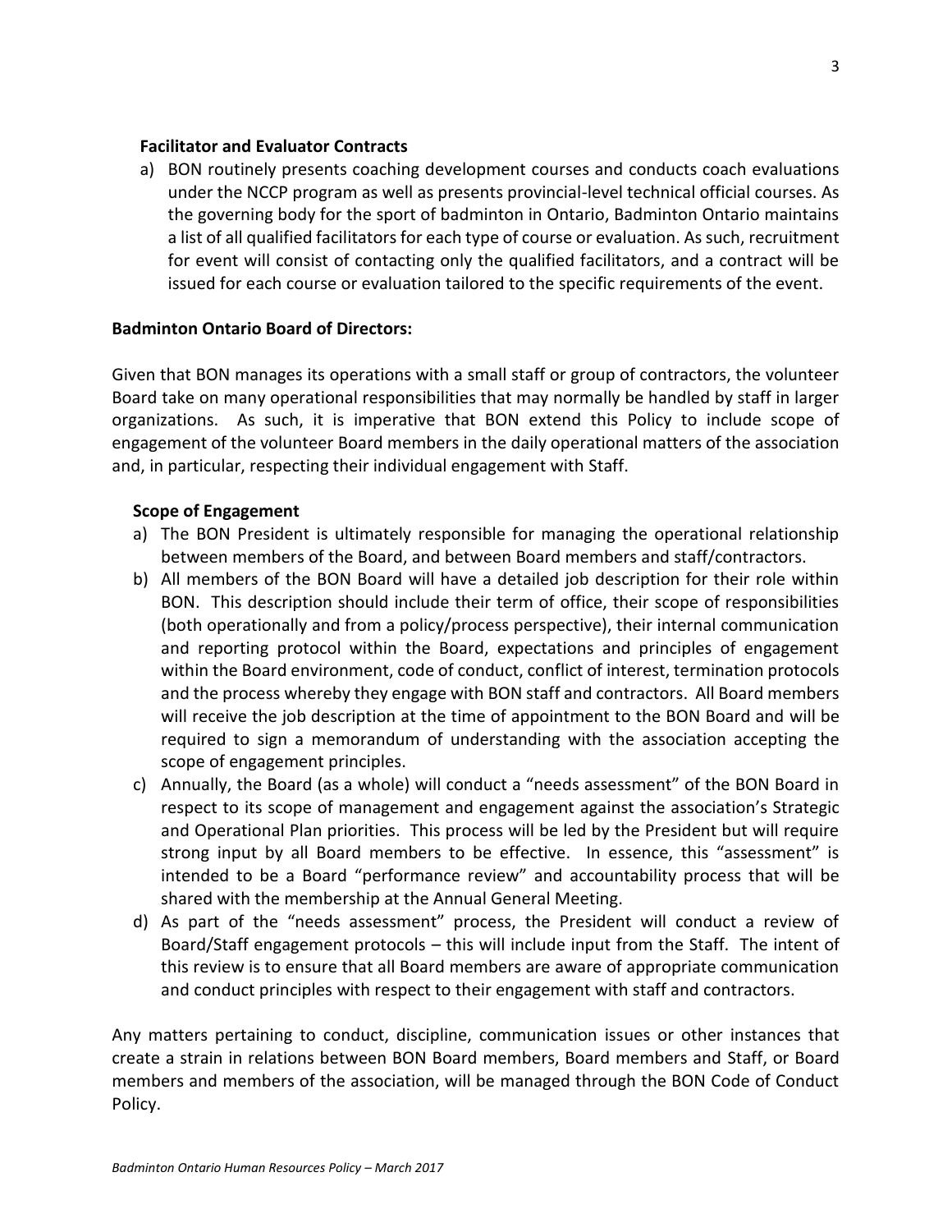### Facilitator and Evaluator Contracts

a) BON routinely presents coaching development courses and conducts coach evaluations under the NCCP program as well as presents provincial-level technical official courses. As the governing body for the sport of badminton in Ontario, Badminton Ontario maintains a list of all qualified facilitators for each type of course or evaluation. As such, recruitment for event will consist of contacting only the qualified facilitators, and a contract will be issued for each course or evaluation tailored to the specific requirements of the event.

## Badminton Ontario Board of Directors:

Given that BON manages its operations with a small staff or group of contractors, the volunteer Board take on many operational responsibilities that may normally be handled by staff in larger organizations. As such, it is imperative that BON extend this Policy to include scope of engagement of the volunteer Board members in the daily operational matters of the association and, in particular, respecting their individual engagement with Staff.

### Scope of Engagement

a) The BON President is ultimately responsible for managing the operational relationship between members of the Board, and between Board members and staff/contractors.
b) All members of the BON Board will have a detailed job description for their role within BON. This description should include their term of office, their scope of responsibilities (both operationally and from a policy/process perspective), their internal communication and reporting protocol within the Board, expectations and principles of engagement within the Board environment, code of conduct, conflict of interest, termination protocols and the process whereby they engage with BON staff and contractors. All Board members will receive the job description at the time of appointment to the BON Board and will be required to sign a memorandum of understanding with the association accepting the scope of engagement principles.
c) Annually, the Board (as a whole) will conduct a "needs assessment" of the BON Board in respect to its scope of management and engagement against the association's Strategic and Operational Plan priorities. This process will be led by the President but will require strong input by all Board members to be effective. In essence, this "assessment" is intended to be a Board "performance review" and accountability process that will be shared with the membership at the Annual General Meeting.
d) As part of the "needs assessment" process, the President will conduct a review of Board/Staff engagement protocols – this will include input from the Staff. The intent of this review is to ensure that all Board members are aware of appropriate communication and conduct principles with respect to their engagement with staff and contractors.

Any matters pertaining to conduct, discipline, communication issues or other instances that create a strain in relations between BON Board members, Board members and Staff, or Board members and members of the association, will be managed through the BON Code of Conduct Policy.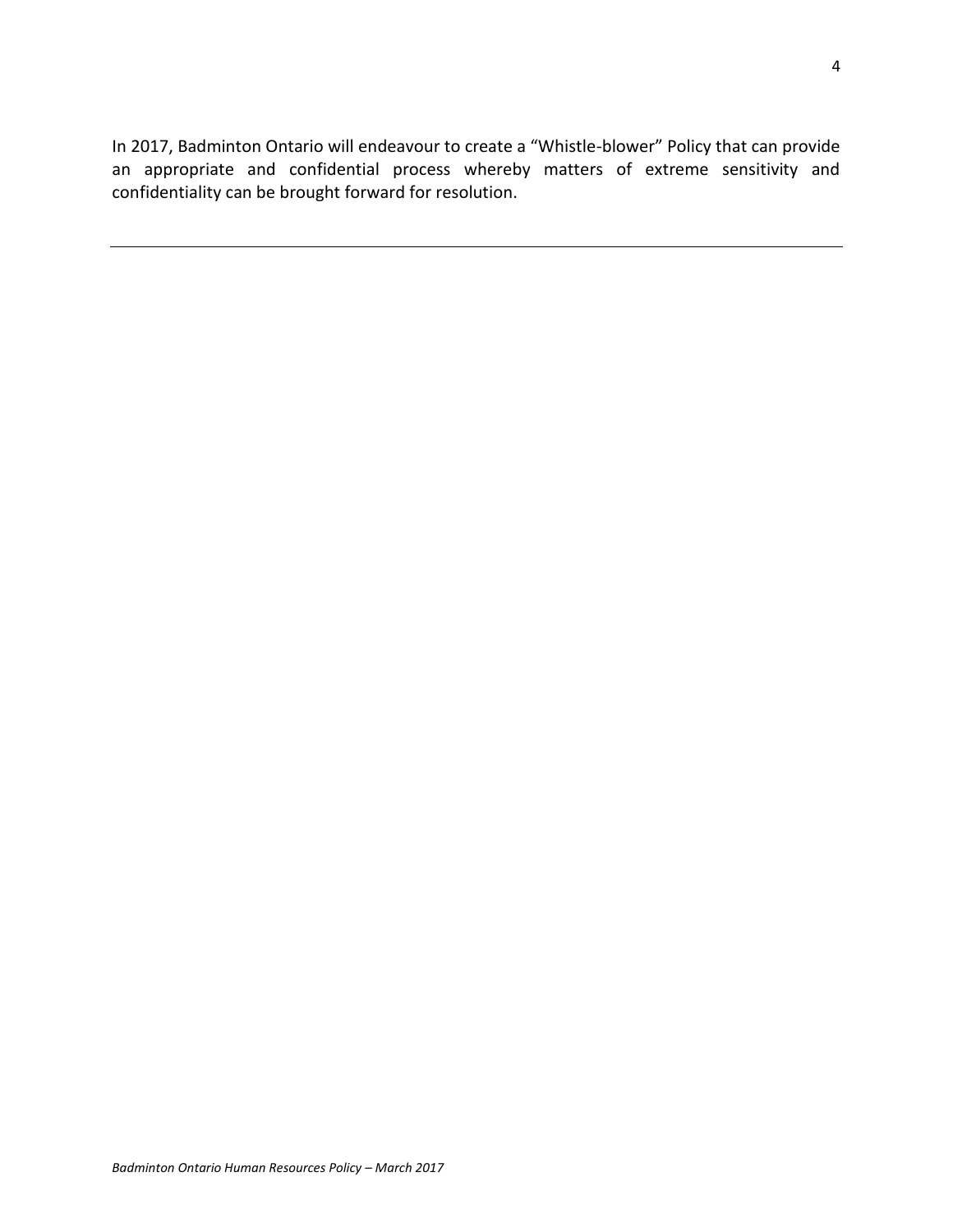In 2017, Badminton Ontario will endeavour to create a “Whistle-blower” Policy that can provide an appropriate and confidential process whereby matters of extreme sensitivity and confidentiality can be brought forward for resolution.

---